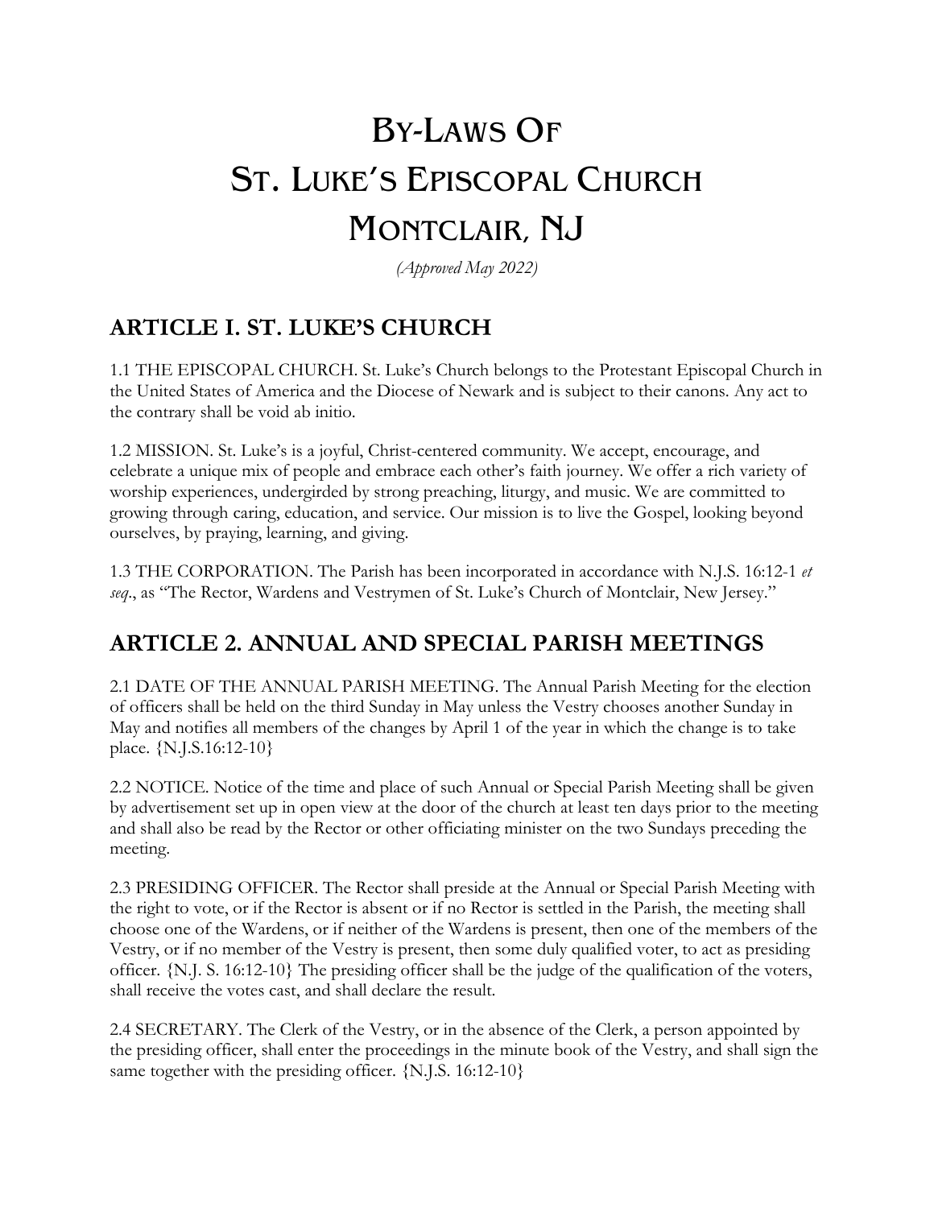# BY-LAWS OF ST. LUKE'S EPISCOPAL CHURCH MONTCLAIR, NJ

*(Approved May 2022)*

## ARTICLE I. ST. LUKE'S CHURCH

1.1 THE EPISCOPAL CHURCH. St. Luke's Church belongs to the Protestant Episcopal Church in the United States of America and the Diocese of Newark and is subject to their canons. Any act to the contrary shall be void ab initio.

1.2 MISSION. St. Luke's is a joyful, Christ-centered community. We accept, encourage, and celebrate a unique mix of people and embrace each other's faith journey. We offer a rich variety of worship experiences, undergirded by strong preaching, liturgy, and music. We are committed to growing through caring, education, and service. Our mission is to live the Gospel, looking beyond ourselves, by praying, learning, and giving.

1.3 THE CORPORATION. The Parish has been incorporated in accordance with N.J.S. 16:12-1 *et seq*., as "The Rector, Wardens and Vestrymen of St. Luke's Church of Montclair, New Jersey."

## ARTICLE 2. ANNUAL AND SPECIAL PARISH MEETINGS

2.1 DATE OF THE ANNUAL PARISH MEETING. The Annual Parish Meeting for the election of officers shall be held on the third Sunday in May unless the Vestry chooses another Sunday in May and notifies all members of the changes by April 1 of the year in which the change is to take place. {N.J.S.16:12-10}

2.2 NOTICE. Notice of the time and place of such Annual or Special Parish Meeting shall be given by advertisement set up in open view at the door of the church at least ten days prior to the meeting and shall also be read by the Rector or other officiating minister on the two Sundays preceding the meeting.

2.3 PRESIDING OFFICER. The Rector shall preside at the Annual or Special Parish Meeting with the right to vote, or if the Rector is absent or if no Rector is settled in the Parish, the meeting shall choose one of the Wardens, or if neither of the Wardens is present, then one of the members of the Vestry, or if no member of the Vestry is present, then some duly qualified voter, to act as presiding officer. {N.J. S. 16:12-10} The presiding officer shall be the judge of the qualification of the voters, shall receive the votes cast, and shall declare the result.

2.4 SECRETARY. The Clerk of the Vestry, or in the absence of the Clerk, a person appointed by the presiding officer, shall enter the proceedings in the minute book of the Vestry, and shall sign the same together with the presiding officer. {N.J.S. 16:12-10}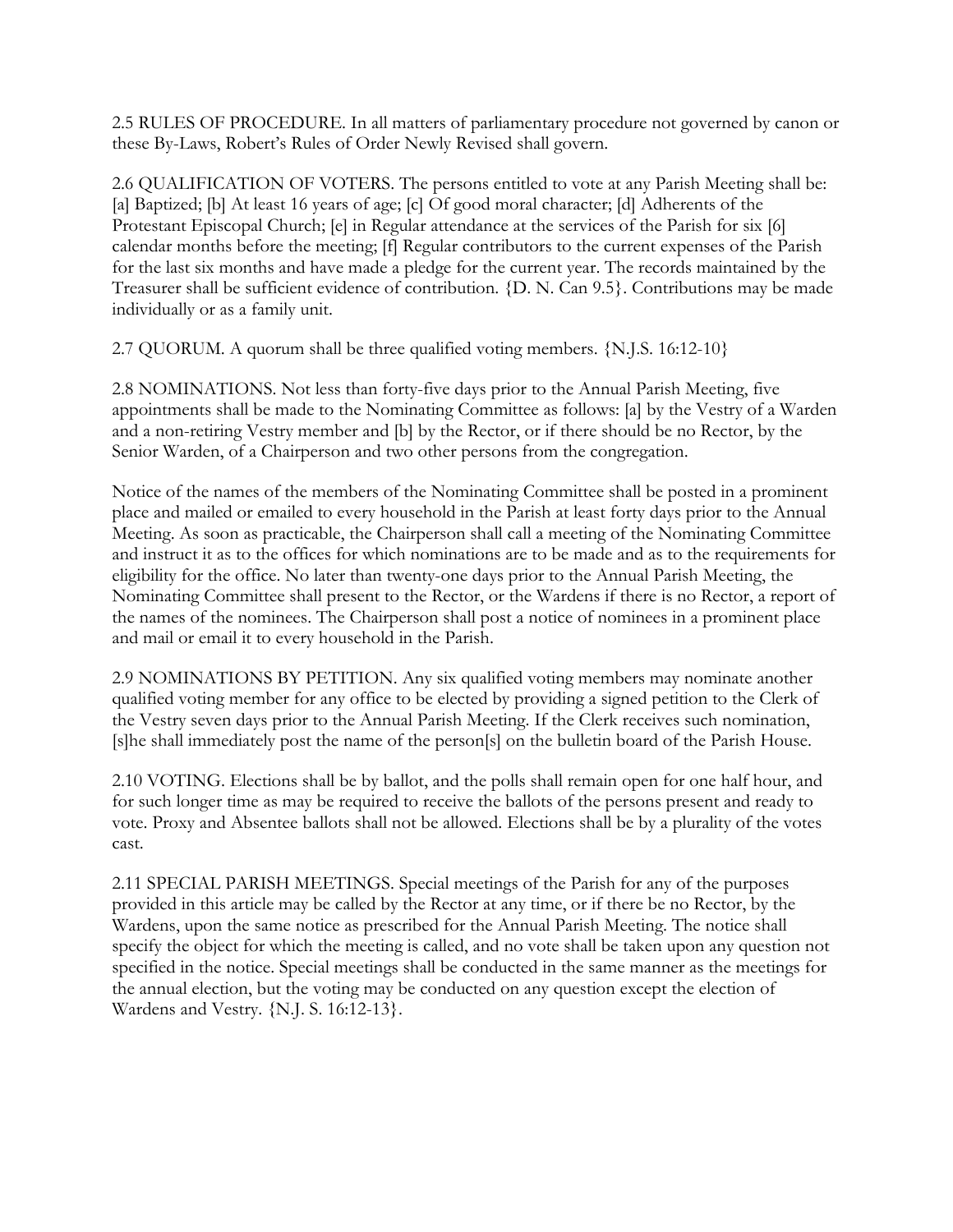2.5 RULES OF PROCEDURE. In all matters of parliamentary procedure not governed by canon or these By-Laws, Robert's Rules of Order Newly Revised shall govern.

2.6 QUALIFICATION OF VOTERS. The persons entitled to vote at any Parish Meeting shall be: [a] Baptized; [b] At least 16 years of age; [c] Of good moral character; [d] Adherents of the Protestant Episcopal Church; [e] in Regular attendance at the services of the Parish for six [6] calendar months before the meeting; [f] Regular contributors to the current expenses of the Parish for the last six months and have made a pledge for the current year. The records maintained by the Treasurer shall be sufficient evidence of contribution. {D. N. Can 9.5}. Contributions may be made individually or as a family unit.

2.7 QUORUM. A quorum shall be three qualified voting members. {N.J.S. 16:12-10}

2.8 NOMINATIONS. Not less than forty-five days prior to the Annual Parish Meeting, five appointments shall be made to the Nominating Committee as follows: [a] by the Vestry of a Warden and a non-retiring Vestry member and [b] by the Rector, or if there should be no Rector, by the Senior Warden, of a Chairperson and two other persons from the congregation.

Notice of the names of the members of the Nominating Committee shall be posted in a prominent place and mailed or emailed to every household in the Parish at least forty days prior to the Annual Meeting. As soon as practicable, the Chairperson shall call a meeting of the Nominating Committee and instruct it as to the offices for which nominations are to be made and as to the requirements for eligibility for the office. No later than twenty-one days prior to the Annual Parish Meeting, the Nominating Committee shall present to the Rector, or the Wardens if there is no Rector, a report of the names of the nominees. The Chairperson shall post a notice of nominees in a prominent place and mail or email it to every household in the Parish.

2.9 NOMINATIONS BY PETITION. Any six qualified voting members may nominate another qualified voting member for any office to be elected by providing a signed petition to the Clerk of the Vestry seven days prior to the Annual Parish Meeting. If the Clerk receives such nomination, [s]he shall immediately post the name of the person[s] on the bulletin board of the Parish House.

2.10 VOTING. Elections shall be by ballot, and the polls shall remain open for one half hour, and for such longer time as may be required to receive the ballots of the persons present and ready to vote. Proxy and Absentee ballots shall not be allowed. Elections shall be by a plurality of the votes cast.

2.11 SPECIAL PARISH MEETINGS. Special meetings of the Parish for any of the purposes provided in this article may be called by the Rector at any time, or if there be no Rector, by the Wardens, upon the same notice as prescribed for the Annual Parish Meeting. The notice shall specify the object for which the meeting is called, and no vote shall be taken upon any question not specified in the notice. Special meetings shall be conducted in the same manner as the meetings for the annual election, but the voting may be conducted on any question except the election of Wardens and Vestry. {N.J. S. 16:12-13}.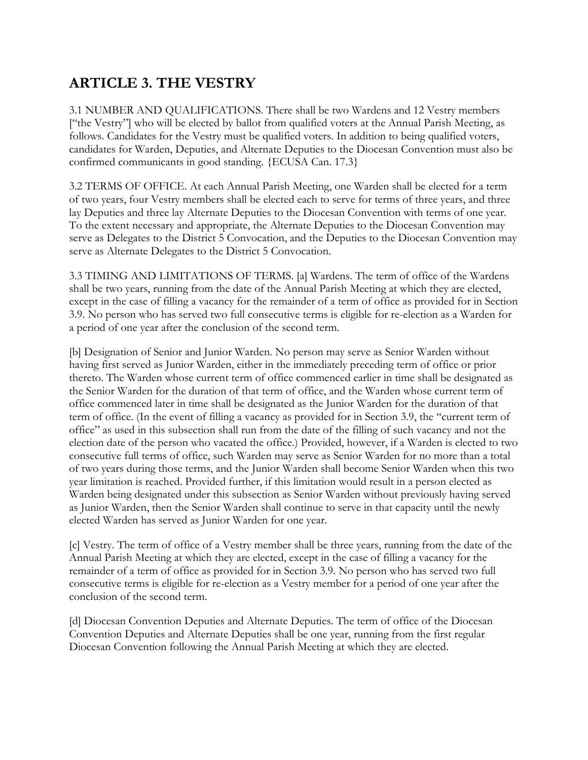## ARTICLE 3. THE VESTRY

3.1 NUMBER AND QUALIFICATIONS. There shall be two Wardens and 12 Vestry members ["the Vestry"] who will be elected by ballot from qualified voters at the Annual Parish Meeting, as follows. Candidates for the Vestry must be qualified voters. In addition to being qualified voters, candidates for Warden, Deputies, and Alternate Deputies to the Diocesan Convention must also be confirmed communicants in good standing. {ECUSA Can. 17.3}

3.2 TERMS OF OFFICE. At each Annual Parish Meeting, one Warden shall be elected for a term of two years, four Vestry members shall be elected each to serve for terms of three years, and three lay Deputies and three lay Alternate Deputies to the Diocesan Convention with terms of one year. To the extent necessary and appropriate, the Alternate Deputies to the Diocesan Convention may serve as Delegates to the District 5 Convocation, and the Deputies to the Diocesan Convention may serve as Alternate Delegates to the District 5 Convocation.

3.3 TIMING AND LIMITATIONS OF TERMS. [a] Wardens. The term of office of the Wardens shall be two years, running from the date of the Annual Parish Meeting at which they are elected, except in the case of filling a vacancy for the remainder of a term of office as provided for in Section 3.9. No person who has served two full consecutive terms is eligible for re-election as a Warden for a period of one year after the conclusion of the second term.

[b] Designation of Senior and Junior Warden. No person may serve as Senior Warden without having first served as Junior Warden, either in the immediately preceding term of office or prior thereto. The Warden whose current term of office commenced earlier in time shall be designated as the Senior Warden for the duration of that term of office, and the Warden whose current term of office commenced later in time shall be designated as the Junior Warden for the duration of that term of office. (In the event of filling a vacancy as provided for in Section 3.9, the "current term of office" as used in this subsection shall run from the date of the filling of such vacancy and not the election date of the person who vacated the office.) Provided, however, if a Warden is elected to two consecutive full terms of office, such Warden may serve as Senior Warden for no more than a total of two years during those terms, and the Junior Warden shall become Senior Warden when this two year limitation is reached. Provided further, if this limitation would result in a person elected as Warden being designated under this subsection as Senior Warden without previously having served as Junior Warden, then the Senior Warden shall continue to serve in that capacity until the newly elected Warden has served as Junior Warden for one year.

[c] Vestry. The term of office of a Vestry member shall be three years, running from the date of the Annual Parish Meeting at which they are elected, except in the case of filling a vacancy for the remainder of a term of office as provided for in Section 3.9. No person who has served two full consecutive terms is eligible for re-election as a Vestry member for a period of one year after the conclusion of the second term.

[d] Diocesan Convention Deputies and Alternate Deputies. The term of office of the Diocesan Convention Deputies and Alternate Deputies shall be one year, running from the first regular Diocesan Convention following the Annual Parish Meeting at which they are elected.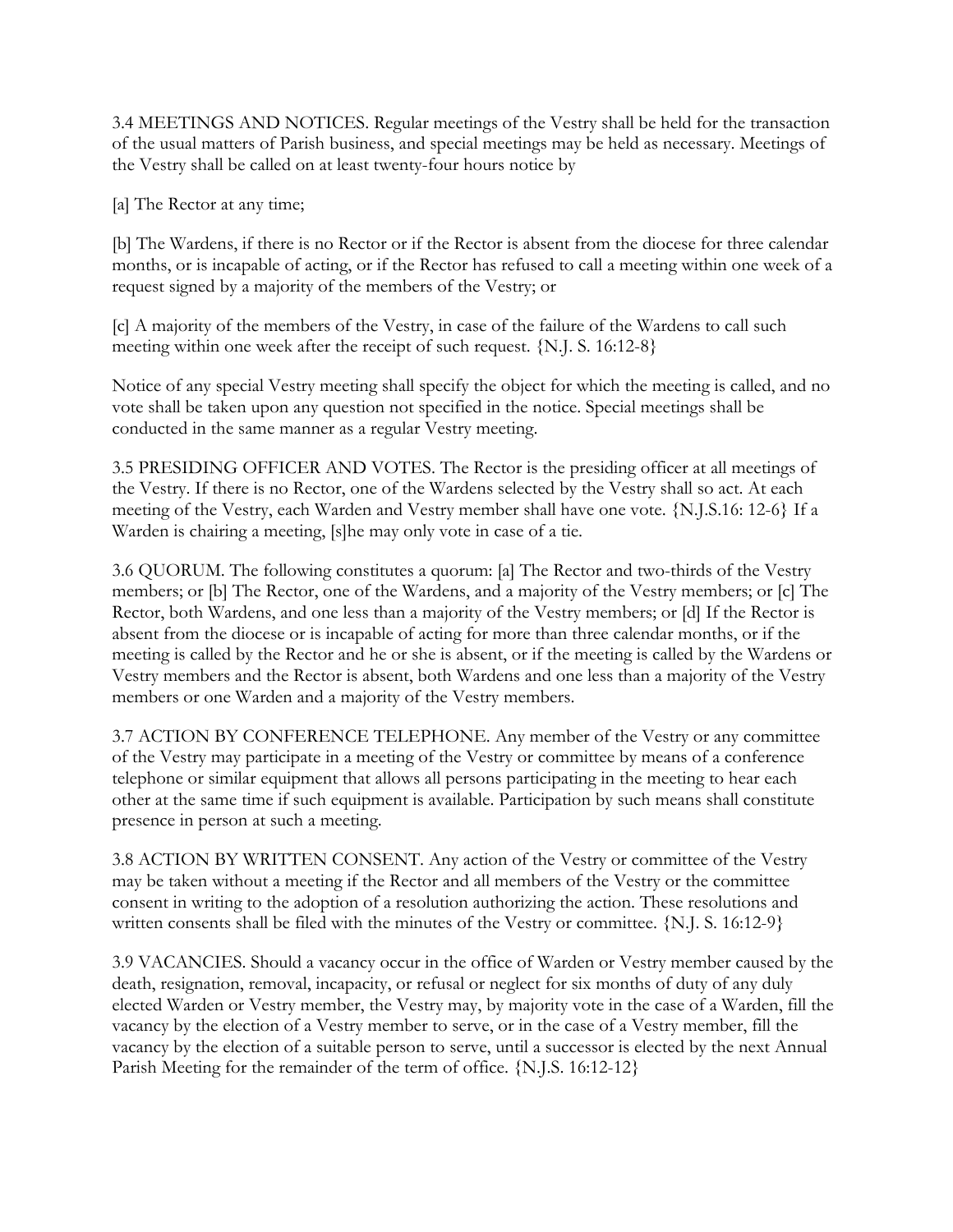3.4 MEETINGS AND NOTICES. Regular meetings of the Vestry shall be held for the transaction of the usual matters of Parish business, and special meetings may be held as necessary. Meetings of the Vestry shall be called on at least twenty-four hours notice by

[a] The Rector at any time;

[b] The Wardens, if there is no Rector or if the Rector is absent from the diocese for three calendar months, or is incapable of acting, or if the Rector has refused to call a meeting within one week of a request signed by a majority of the members of the Vestry; or

[c] A majority of the members of the Vestry, in case of the failure of the Wardens to call such meeting within one week after the receipt of such request. {N.J. S. 16:12-8}

Notice of any special Vestry meeting shall specify the object for which the meeting is called, and no vote shall be taken upon any question not specified in the notice. Special meetings shall be conducted in the same manner as a regular Vestry meeting.

3.5 PRESIDING OFFICER AND VOTES. The Rector is the presiding officer at all meetings of the Vestry. If there is no Rector, one of the Wardens selected by the Vestry shall so act. At each meeting of the Vestry, each Warden and Vestry member shall have one vote. {N.J.S.16: 12-6} If a Warden is chairing a meeting, [s]he may only vote in case of a tie.

3.6 QUORUM. The following constitutes a quorum: [a] The Rector and two-thirds of the Vestry members; or [b] The Rector, one of the Wardens, and a majority of the Vestry members; or [c] The Rector, both Wardens, and one less than a majority of the Vestry members; or [d] If the Rector is absent from the diocese or is incapable of acting for more than three calendar months, or if the meeting is called by the Rector and he or she is absent, or if the meeting is called by the Wardens or Vestry members and the Rector is absent, both Wardens and one less than a majority of the Vestry members or one Warden and a majority of the Vestry members.

3.7 ACTION BY CONFERENCE TELEPHONE. Any member of the Vestry or any committee of the Vestry may participate in a meeting of the Vestry or committee by means of a conference telephone or similar equipment that allows all persons participating in the meeting to hear each other at the same time if such equipment is available. Participation by such means shall constitute presence in person at such a meeting.

3.8 ACTION BY WRITTEN CONSENT. Any action of the Vestry or committee of the Vestry may be taken without a meeting if the Rector and all members of the Vestry or the committee consent in writing to the adoption of a resolution authorizing the action. These resolutions and written consents shall be filed with the minutes of the Vestry or committee. {N.J. S. 16:12-9}

3.9 VACANCIES. Should a vacancy occur in the office of Warden or Vestry member caused by the death, resignation, removal, incapacity, or refusal or neglect for six months of duty of any duly elected Warden or Vestry member, the Vestry may, by majority vote in the case of a Warden, fill the vacancy by the election of a Vestry member to serve, or in the case of a Vestry member, fill the vacancy by the election of a suitable person to serve, until a successor is elected by the next Annual Parish Meeting for the remainder of the term of office. {N.J.S. 16:12-12}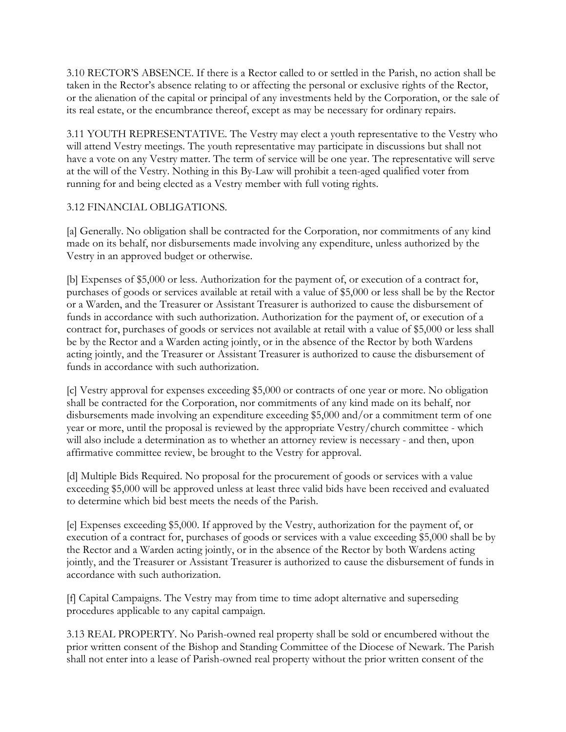3.10 RECTOR'S ABSENCE. If there is a Rector called to or settled in the Parish, no action shall be taken in the Rector's absence relating to or affecting the personal or exclusive rights of the Rector, or the alienation of the capital or principal of any investments held by the Corporation, or the sale of its real estate, or the encumbrance thereof, except as may be necessary for ordinary repairs.

3.11 YOUTH REPRESENTATIVE. The Vestry may elect a youth representative to the Vestry who will attend Vestry meetings. The youth representative may participate in discussions but shall not have a vote on any Vestry matter. The term of service will be one year. The representative will serve at the will of the Vestry. Nothing in this By-Law will prohibit a teen-aged qualified voter from running for and being elected as a Vestry member with full voting rights.

3.12 FINANCIAL OBLIGATIONS.

[a] Generally. No obligation shall be contracted for the Corporation, nor commitments of any kind made on its behalf, nor disbursements made involving any expenditure, unless authorized by the Vestry in an approved budget or otherwise.

[b] Expenses of $5,000 or less. Authorization for the payment of, or execution of a contract for, purchases of goods or services available at retail with a value of $5,000 or less shall be by the Rector or a Warden, and the Treasurer or Assistant Treasurer is authorized to cause the disbursement of funds in accordance with such authorization. Authorization for the payment of, or execution of a contract for, purchases of goods or services not available at retail with a value of $5,000 or less shall be by the Rector and a Warden acting jointly, or in the absence of the Rector by both Wardens acting jointly, and the Treasurer or Assistant Treasurer is authorized to cause the disbursement of funds in accordance with such authorization.

[c] Vestry approval for expenses exceeding $5,000 or contracts of one year or more. No obligation shall be contracted for the Corporation, nor commitments of any kind made on its behalf, nor disbursements made involving an expenditure exceeding $5,000 and/or a commitment term of one year or more, until the proposal is reviewed by the appropriate Vestry/church committee - which will also include a determination as to whether an attorney review is necessary - and then, upon affirmative committee review, be brought to the Vestry for approval.

[d] Multiple Bids Required. No proposal for the procurement of goods or services with a value exceeding $5,000 will be approved unless at least three valid bids have been received and evaluated to determine which bid best meets the needs of the Parish.

[e] Expenses exceeding $5,000. If approved by the Vestry, authorization for the payment of, or execution of a contract for, purchases of goods or services with a value exceeding $5,000 shall be by the Rector and a Warden acting jointly, or in the absence of the Rector by both Wardens acting jointly, and the Treasurer or Assistant Treasurer is authorized to cause the disbursement of funds in accordance with such authorization.

[f] Capital Campaigns. The Vestry may from time to time adopt alternative and superseding procedures applicable to any capital campaign.

3.13 REAL PROPERTY. No Parish-owned real property shall be sold or encumbered without the prior written consent of the Bishop and Standing Committee of the Diocese of Newark. The Parish shall not enter into a lease of Parish-owned real property without the prior written consent of the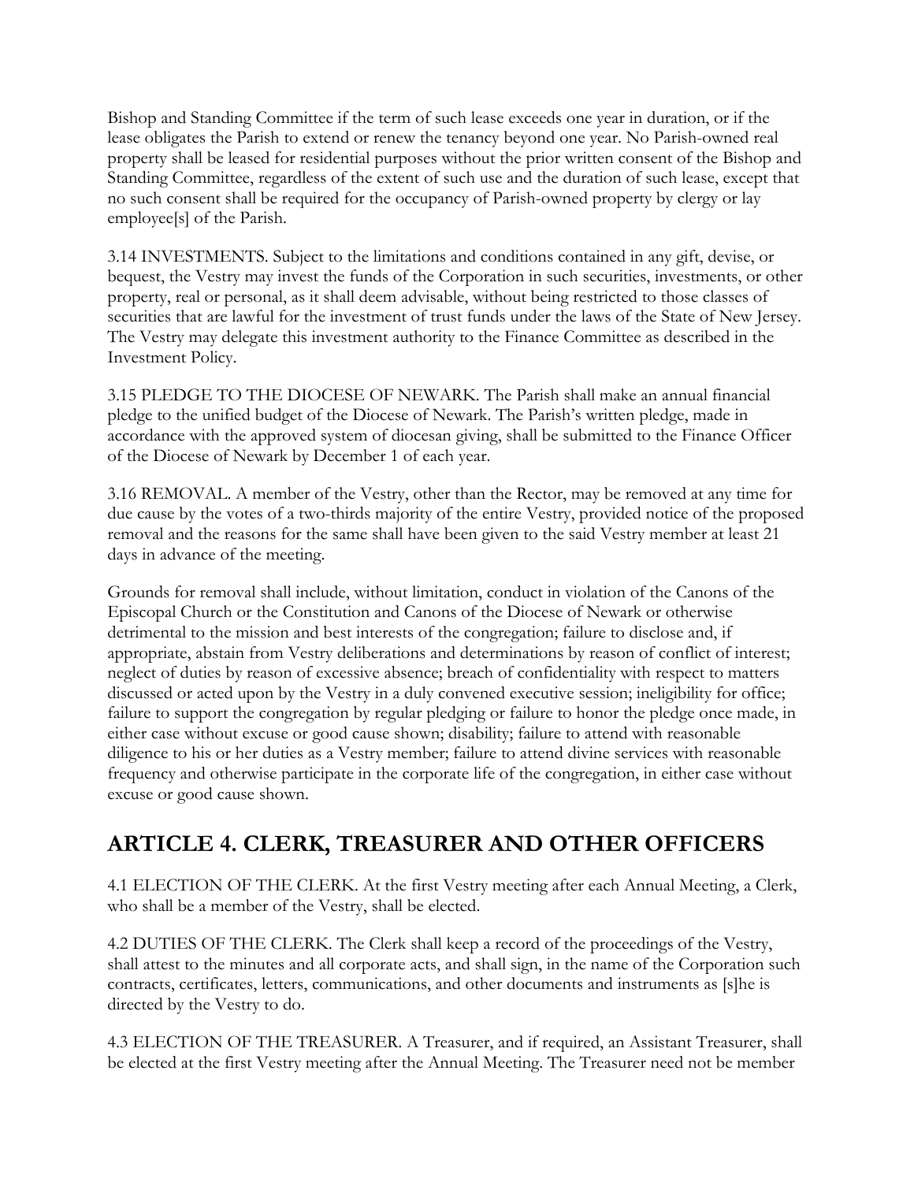Bishop and Standing Committee if the term of such lease exceeds one year in duration, or if the lease obligates the Parish to extend or renew the tenancy beyond one year. No Parish-owned real property shall be leased for residential purposes without the prior written consent of the Bishop and Standing Committee, regardless of the extent of such use and the duration of such lease, except that no such consent shall be required for the occupancy of Parish-owned property by clergy or lay employee[s] of the Parish.

3.14 INVESTMENTS. Subject to the limitations and conditions contained in any gift, devise, or bequest, the Vestry may invest the funds of the Corporation in such securities, investments, or other property, real or personal, as it shall deem advisable, without being restricted to those classes of securities that are lawful for the investment of trust funds under the laws of the State of New Jersey. The Vestry may delegate this investment authority to the Finance Committee as described in the Investment Policy.

3.15 PLEDGE TO THE DIOCESE OF NEWARK. The Parish shall make an annual financial pledge to the unified budget of the Diocese of Newark. The Parish's written pledge, made in accordance with the approved system of diocesan giving, shall be submitted to the Finance Officer of the Diocese of Newark by December 1 of each year.

3.16 REMOVAL. A member of the Vestry, other than the Rector, may be removed at any time for due cause by the votes of a two-thirds majority of the entire Vestry, provided notice of the proposed removal and the reasons for the same shall have been given to the said Vestry member at least 21 days in advance of the meeting.

Grounds for removal shall include, without limitation, conduct in violation of the Canons of the Episcopal Church or the Constitution and Canons of the Diocese of Newark or otherwise detrimental to the mission and best interests of the congregation; failure to disclose and, if appropriate, abstain from Vestry deliberations and determinations by reason of conflict of interest; neglect of duties by reason of excessive absence; breach of confidentiality with respect to matters discussed or acted upon by the Vestry in a duly convened executive session; ineligibility for office; failure to support the congregation by regular pledging or failure to honor the pledge once made, in either case without excuse or good cause shown; disability; failure to attend with reasonable diligence to his or her duties as a Vestry member; failure to attend divine services with reasonable frequency and otherwise participate in the corporate life of the congregation, in either case without excuse or good cause shown.

## ARTICLE 4. CLERK, TREASURER AND OTHER OFFICERS

4.1 ELECTION OF THE CLERK. At the first Vestry meeting after each Annual Meeting, a Clerk, who shall be a member of the Vestry, shall be elected.

4.2 DUTIES OF THE CLERK. The Clerk shall keep a record of the proceedings of the Vestry, shall attest to the minutes and all corporate acts, and shall sign, in the name of the Corporation such contracts, certificates, letters, communications, and other documents and instruments as [s]he is directed by the Vestry to do.

4.3 ELECTION OF THE TREASURER. A Treasurer, and if required, an Assistant Treasurer, shall be elected at the first Vestry meeting after the Annual Meeting. The Treasurer need not be member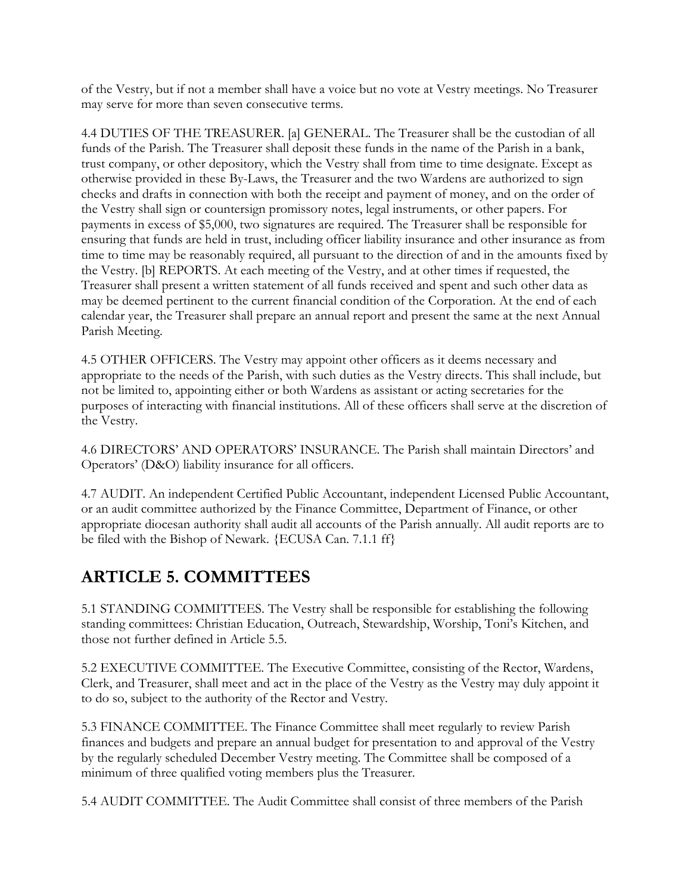of the Vestry, but if not a member shall have a voice but no vote at Vestry meetings. No Treasurer may serve for more than seven consecutive terms.

4.4 DUTIES OF THE TREASURER. [a] GENERAL. The Treasurer shall be the custodian of all funds of the Parish. The Treasurer shall deposit these funds in the name of the Parish in a bank, trust company, or other depository, which the Vestry shall from time to time designate. Except as otherwise provided in these By-Laws, the Treasurer and the two Wardens are authorized to sign checks and drafts in connection with both the receipt and payment of money, and on the order of the Vestry shall sign or countersign promissory notes, legal instruments, or other papers. For payments in excess of $5,000, two signatures are required. The Treasurer shall be responsible for ensuring that funds are held in trust, including officer liability insurance and other insurance as from time to time may be reasonably required, all pursuant to the direction of and in the amounts fixed by the Vestry. [b] REPORTS. At each meeting of the Vestry, and at other times if requested, the Treasurer shall present a written statement of all funds received and spent and such other data as may be deemed pertinent to the current financial condition of the Corporation. At the end of each calendar year, the Treasurer shall prepare an annual report and present the same at the next Annual Parish Meeting.

4.5 OTHER OFFICERS. The Vestry may appoint other officers as it deems necessary and appropriate to the needs of the Parish, with such duties as the Vestry directs. This shall include, but not be limited to, appointing either or both Wardens as assistant or acting secretaries for the purposes of interacting with financial institutions. All of these officers shall serve at the discretion of the Vestry.

4.6 DIRECTORS' AND OPERATORS' INSURANCE. The Parish shall maintain Directors' and Operators' (D&O) liability insurance for all officers.

4.7 AUDIT. An independent Certified Public Accountant, independent Licensed Public Accountant, or an audit committee authorized by the Finance Committee, Department of Finance, or other appropriate diocesan authority shall audit all accounts of the Parish annually. All audit reports are to be filed with the Bishop of Newark. {ECUSA Can. 7.1.1 ff}

## ARTICLE 5. COMMITTEES

5.1 STANDING COMMITTEES. The Vestry shall be responsible for establishing the following standing committees: Christian Education, Outreach, Stewardship, Worship, Toni's Kitchen, and those not further defined in Article 5.5.

5.2 EXECUTIVE COMMITTEE. The Executive Committee, consisting of the Rector, Wardens, Clerk, and Treasurer, shall meet and act in the place of the Vestry as the Vestry may duly appoint it to do so, subject to the authority of the Rector and Vestry.

5.3 FINANCE COMMITTEE. The Finance Committee shall meet regularly to review Parish finances and budgets and prepare an annual budget for presentation to and approval of the Vestry by the regularly scheduled December Vestry meeting. The Committee shall be composed of a minimum of three qualified voting members plus the Treasurer.

5.4 AUDIT COMMITTEE. The Audit Committee shall consist of three members of the Parish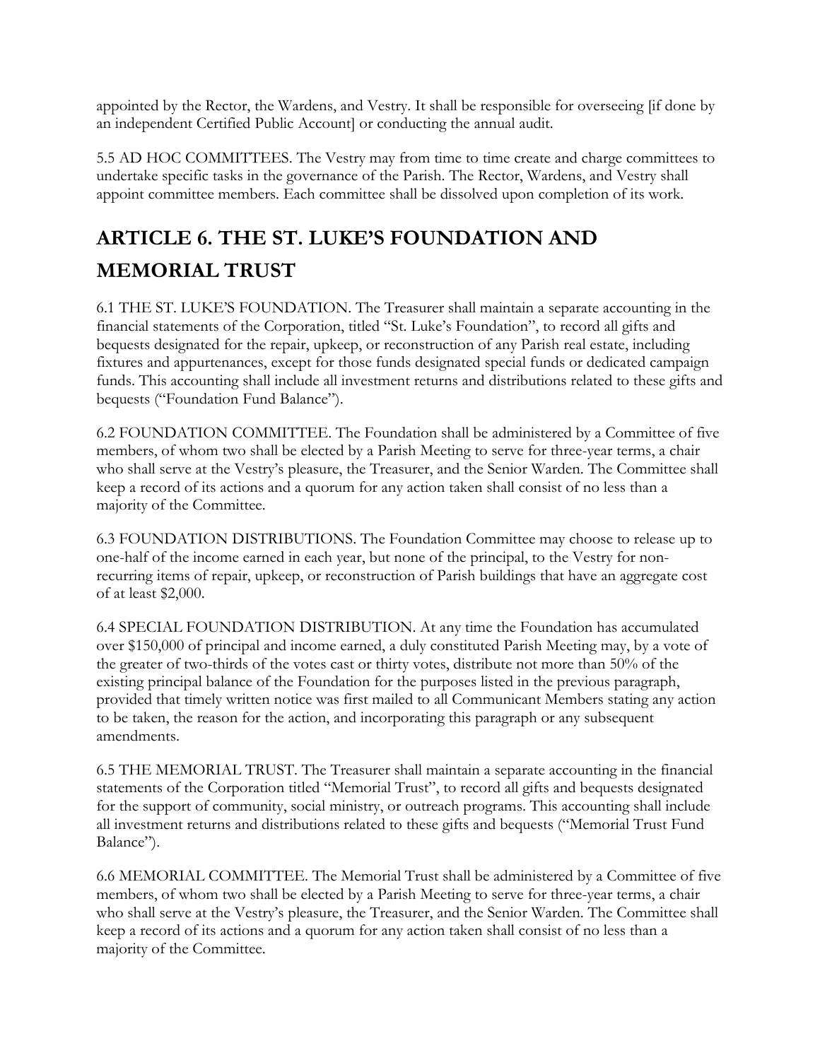appointed by the Rector, the Wardens, and Vestry. It shall be responsible for overseeing [if done by an independent Certified Public Account] or conducting the annual audit.

5.5 AD HOC COMMITTEES. The Vestry may from time to time create and charge committees to undertake specific tasks in the governance of the Parish. The Rector, Wardens, and Vestry shall appoint committee members. Each committee shall be dissolved upon completion of its work.

## ARTICLE 6. THE ST. LUKE'S FOUNDATION AND MEMORIAL TRUST

6.1 THE ST. LUKE'S FOUNDATION. The Treasurer shall maintain a separate accounting in the financial statements of the Corporation, titled "St. Luke's Foundation", to record all gifts and bequests designated for the repair, upkeep, or reconstruction of any Parish real estate, including fixtures and appurtenances, except for those funds designated special funds or dedicated campaign funds. This accounting shall include all investment returns and distributions related to these gifts and bequests ("Foundation Fund Balance").

6.2 FOUNDATION COMMITTEE. The Foundation shall be administered by a Committee of five members, of whom two shall be elected by a Parish Meeting to serve for three-year terms, a chair who shall serve at the Vestry's pleasure, the Treasurer, and the Senior Warden. The Committee shall keep a record of its actions and a quorum for any action taken shall consist of no less than a majority of the Committee.

6.3 FOUNDATION DISTRIBUTIONS. The Foundation Committee may choose to release up to one-half of the income earned in each year, but none of the principal, to the Vestry for non-recurring items of repair, upkeep, or reconstruction of Parish buildings that have an aggregate cost of at least $2,000.

6.4 SPECIAL FOUNDATION DISTRIBUTION. At any time the Foundation has accumulated over $150,000 of principal and income earned, a duly constituted Parish Meeting may, by a vote of the greater of two-thirds of the votes cast or thirty votes, distribute not more than 50% of the existing principal balance of the Foundation for the purposes listed in the previous paragraph, provided that timely written notice was first mailed to all Communicant Members stating any action to be taken, the reason for the action, and incorporating this paragraph or any subsequent amendments.

6.5 THE MEMORIAL TRUST. The Treasurer shall maintain a separate accounting in the financial statements of the Corporation titled "Memorial Trust", to record all gifts and bequests designated for the support of community, social ministry, or outreach programs. This accounting shall include all investment returns and distributions related to these gifts and bequests ("Memorial Trust Fund Balance").

6.6 MEMORIAL COMMITTEE. The Memorial Trust shall be administered by a Committee of five members, of whom two shall be elected by a Parish Meeting to serve for three-year terms, a chair who shall serve at the Vestry's pleasure, the Treasurer, and the Senior Warden. The Committee shall keep a record of its actions and a quorum for any action taken shall consist of no less than a majority of the Committee.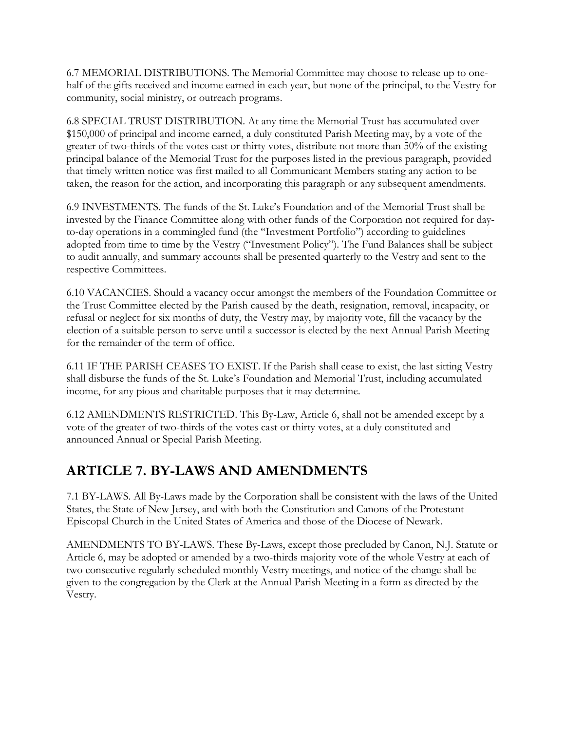6.7 MEMORIAL DISTRIBUTIONS. The Memorial Committee may choose to release up to one-half of the gifts received and income earned in each year, but none of the principal, to the Vestry for community, social ministry, or outreach programs.

6.8 SPECIAL TRUST DISTRIBUTION. At any time the Memorial Trust has accumulated over $150,000 of principal and income earned, a duly constituted Parish Meeting may, by a vote of the greater of two-thirds of the votes cast or thirty votes, distribute not more than 50% of the existing principal balance of the Memorial Trust for the purposes listed in the previous paragraph, provided that timely written notice was first mailed to all Communicant Members stating any action to be taken, the reason for the action, and incorporating this paragraph or any subsequent amendments.

6.9 INVESTMENTS. The funds of the St. Luke's Foundation and of the Memorial Trust shall be invested by the Finance Committee along with other funds of the Corporation not required for day-to-day operations in a commingled fund (the "Investment Portfolio") according to guidelines adopted from time to time by the Vestry ("Investment Policy"). The Fund Balances shall be subject to audit annually, and summary accounts shall be presented quarterly to the Vestry and sent to the respective Committees.

6.10 VACANCIES. Should a vacancy occur amongst the members of the Foundation Committee or the Trust Committee elected by the Parish caused by the death, resignation, removal, incapacity, or refusal or neglect for six months of duty, the Vestry may, by majority vote, fill the vacancy by the election of a suitable person to serve until a successor is elected by the next Annual Parish Meeting for the remainder of the term of office.

6.11 IF THE PARISH CEASES TO EXIST. If the Parish shall cease to exist, the last sitting Vestry shall disburse the funds of the St. Luke's Foundation and Memorial Trust, including accumulated income, for any pious and charitable purposes that it may determine.

6.12 AMENDMENTS RESTRICTED. This By-Law, Article 6, shall not be amended except by a vote of the greater of two-thirds of the votes cast or thirty votes, at a duly constituted and announced Annual or Special Parish Meeting.

## ARTICLE 7. BY-LAWS AND AMENDMENTS

7.1 BY-LAWS. All By-Laws made by the Corporation shall be consistent with the laws of the United States, the State of New Jersey, and with both the Constitution and Canons of the Protestant Episcopal Church in the United States of America and those of the Diocese of Newark.

AMENDMENTS TO BY-LAWS. These By-Laws, except those precluded by Canon, N.J. Statute or Article 6, may be adopted or amended by a two-thirds majority vote of the whole Vestry at each of two consecutive regularly scheduled monthly Vestry meetings, and notice of the change shall be given to the congregation by the Clerk at the Annual Parish Meeting in a form as directed by the Vestry.